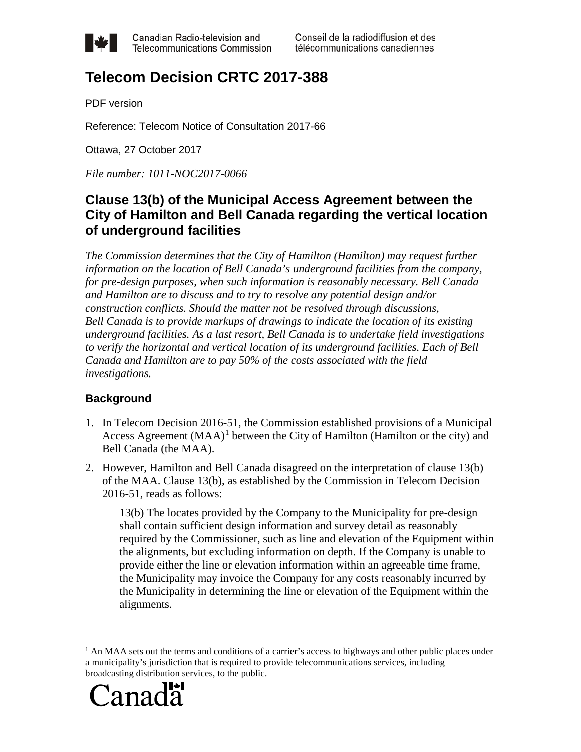Canadian Radio-television and Telecommunications Commission

Conseil de la radiodiffusion et des télécommunications canadiennes

# Telecom Decision CRTC 2017-388

PDF version

Reference: Telecom Notice of Consultation 2017-66

Ottawa, 27 October 2017

*File number: 1011-NOC2017-0066*

## Clause 13(b) of the Municipal Access Agreement between the City of Hamilton and Bell Canada regarding the vertical location of underground facilities

*The Commission determines that the City of Hamilton (Hamilton) may request further information on the location of Bell Canada's underground facilities from the company, for pre-design purposes, when such information is reasonably necessary. Bell Canada and Hamilton are to discuss and to try to resolve any potential design and/or construction conflicts. Should the matter not be resolved through discussions, Bell Canada is to provide markups of drawings to indicate the location of its existing underground facilities. As a last resort, Bell Canada is to undertake field investigations to verify the horizontal and vertical location of its underground facilities. Each of Bell Canada and Hamilton are to pay 50% of the costs associated with the field investigations.*

### Background

1. In Telecom Decision 2016-51, the Commission established provisions of a Municipal Access Agreement (MAA)[1] between the City of Hamilton (Hamilton or the city) and Bell Canada (the MAA).
2. However, Hamilton and Bell Canada disagreed on the interpretation of clause 13(b) of the MAA. Clause 13(b), as established by the Commission in Telecom Decision 2016-51, reads as follows:

   13(b) The locates provided by the Company to the Municipality for pre-design shall contain sufficient design information and survey detail as reasonably required by the Commissioner, such as line and elevation of the Equipment within the alignments, but excluding information on depth. If the Company is unable to provide either the line or elevation information within an agreeable time frame, the Municipality may invoice the Company for any costs reasonably incurred by the Municipality in determining the line or elevation of the Equipment within the alignments.

[1] An MAA sets out the terms and conditions of a carrier's access to highways and other public places under a municipality's jurisdiction that is required to provide telecommunications services, including broadcasting distribution services, to the public.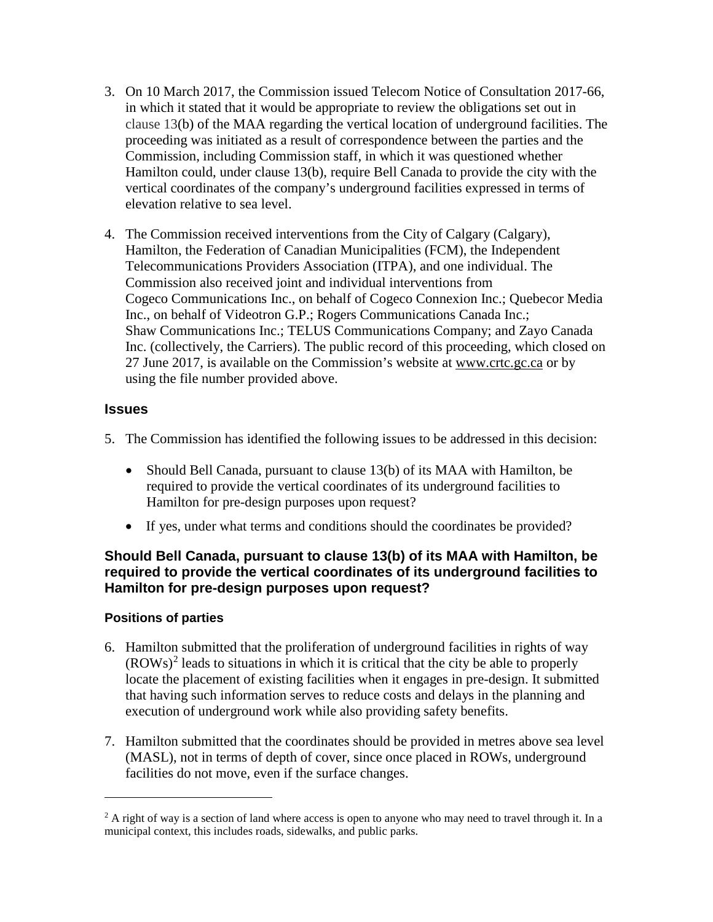3. On 10 March 2017, the Commission issued Telecom Notice of Consultation 2017-66, in which it stated that it would be appropriate to review the obligations set out in clause 13(b) of the MAA regarding the vertical location of underground facilities. The proceeding was initiated as a result of correspondence between the parties and the Commission, including Commission staff, in which it was questioned whether Hamilton could, under clause 13(b), require Bell Canada to provide the city with the vertical coordinates of the company's underground facilities expressed in terms of elevation relative to sea level.

4. The Commission received interventions from the City of Calgary (Calgary), Hamilton, the Federation of Canadian Municipalities (FCM), the Independent Telecommunications Providers Association (ITPA), and one individual. The Commission also received joint and individual interventions from Cogeco Communications Inc., on behalf of Cogeco Connexion Inc.; Quebecor Media Inc., on behalf of Videotron G.P.; Rogers Communications Canada Inc.; Shaw Communications Inc.; TELUS Communications Company; and Zayo Canada Inc. (collectively, the Carriers). The public record of this proceeding, which closed on 27 June 2017, is available on the Commission's website at www.crtc.gc.ca or by using the file number provided above.

## Issues

5. The Commission has identified the following issues to be addressed in this decision:

   - Should Bell Canada, pursuant to clause 13(b) of its MAA with Hamilton, be required to provide the vertical coordinates of its underground facilities to Hamilton for pre-design purposes upon request?
   - If yes, under what terms and conditions should the coordinates be provided?

### Should Bell Canada, pursuant to clause 13(b) of its MAA with Hamilton, be required to provide the vertical coordinates of its underground facilities to Hamilton for pre-design purposes upon request?

#### Positions of parties

6. Hamilton submitted that the proliferation of underground facilities in rights of way (ROWs)[2] leads to situations in which it is critical that the city be able to properly locate the placement of existing facilities when it engages in pre-design. It submitted that having such information serves to reduce costs and delays in the planning and execution of underground work while also providing safety benefits.

7. Hamilton submitted that the coordinates should be provided in metres above sea level (MASL), not in terms of depth of cover, since once placed in ROWs, underground facilities do not move, even if the surface changes.

---

[2] A right of way is a section of land where access is open to anyone who may need to travel through it. In a municipal context, this includes roads, sidewalks, and public parks.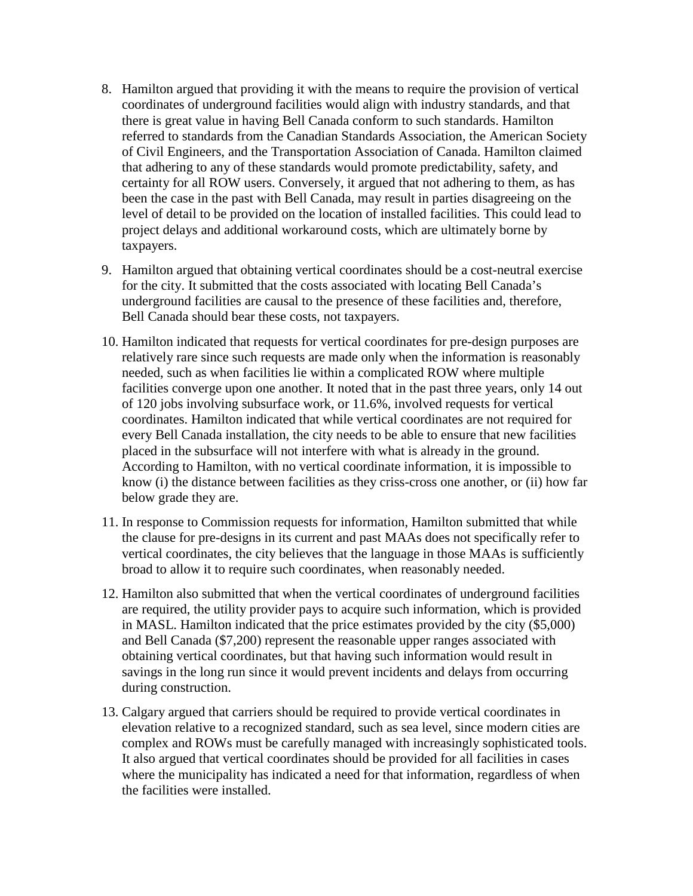8. Hamilton argued that providing it with the means to require the provision of vertical coordinates of underground facilities would align with industry standards, and that there is great value in having Bell Canada conform to such standards. Hamilton referred to standards from the Canadian Standards Association, the American Society of Civil Engineers, and the Transportation Association of Canada. Hamilton claimed that adhering to any of these standards would promote predictability, safety, and certainty for all ROW users. Conversely, it argued that not adhering to them, as has been the case in the past with Bell Canada, may result in parties disagreeing on the level of detail to be provided on the location of installed facilities. This could lead to project delays and additional workaround costs, which are ultimately borne by taxpayers.

9. Hamilton argued that obtaining vertical coordinates should be a cost-neutral exercise for the city. It submitted that the costs associated with locating Bell Canada's underground facilities are causal to the presence of these facilities and, therefore, Bell Canada should bear these costs, not taxpayers.

10. Hamilton indicated that requests for vertical coordinates for pre-design purposes are relatively rare since such requests are made only when the information is reasonably needed, such as when facilities lie within a complicated ROW where multiple facilities converge upon one another. It noted that in the past three years, only 14 out of 120 jobs involving subsurface work, or 11.6%, involved requests for vertical coordinates. Hamilton indicated that while vertical coordinates are not required for every Bell Canada installation, the city needs to be able to ensure that new facilities placed in the subsurface will not interfere with what is already in the ground. According to Hamilton, with no vertical coordinate information, it is impossible to know (i) the distance between facilities as they criss-cross one another, or (ii) how far below grade they are.

11. In response to Commission requests for information, Hamilton submitted that while the clause for pre-designs in its current and past MAAs does not specifically refer to vertical coordinates, the city believes that the language in those MAAs is sufficiently broad to allow it to require such coordinates, when reasonably needed.

12. Hamilton also submitted that when the vertical coordinates of underground facilities are required, the utility provider pays to acquire such information, which is provided in MASL. Hamilton indicated that the price estimates provided by the city ($5,000) and Bell Canada ($7,200) represent the reasonable upper ranges associated with obtaining vertical coordinates, but that having such information would result in savings in the long run since it would prevent incidents and delays from occurring during construction.

13. Calgary argued that carriers should be required to provide vertical coordinates in elevation relative to a recognized standard, such as sea level, since modern cities are complex and ROWs must be carefully managed with increasingly sophisticated tools. It also argued that vertical coordinates should be provided for all facilities in cases where the municipality has indicated a need for that information, regardless of when the facilities were installed.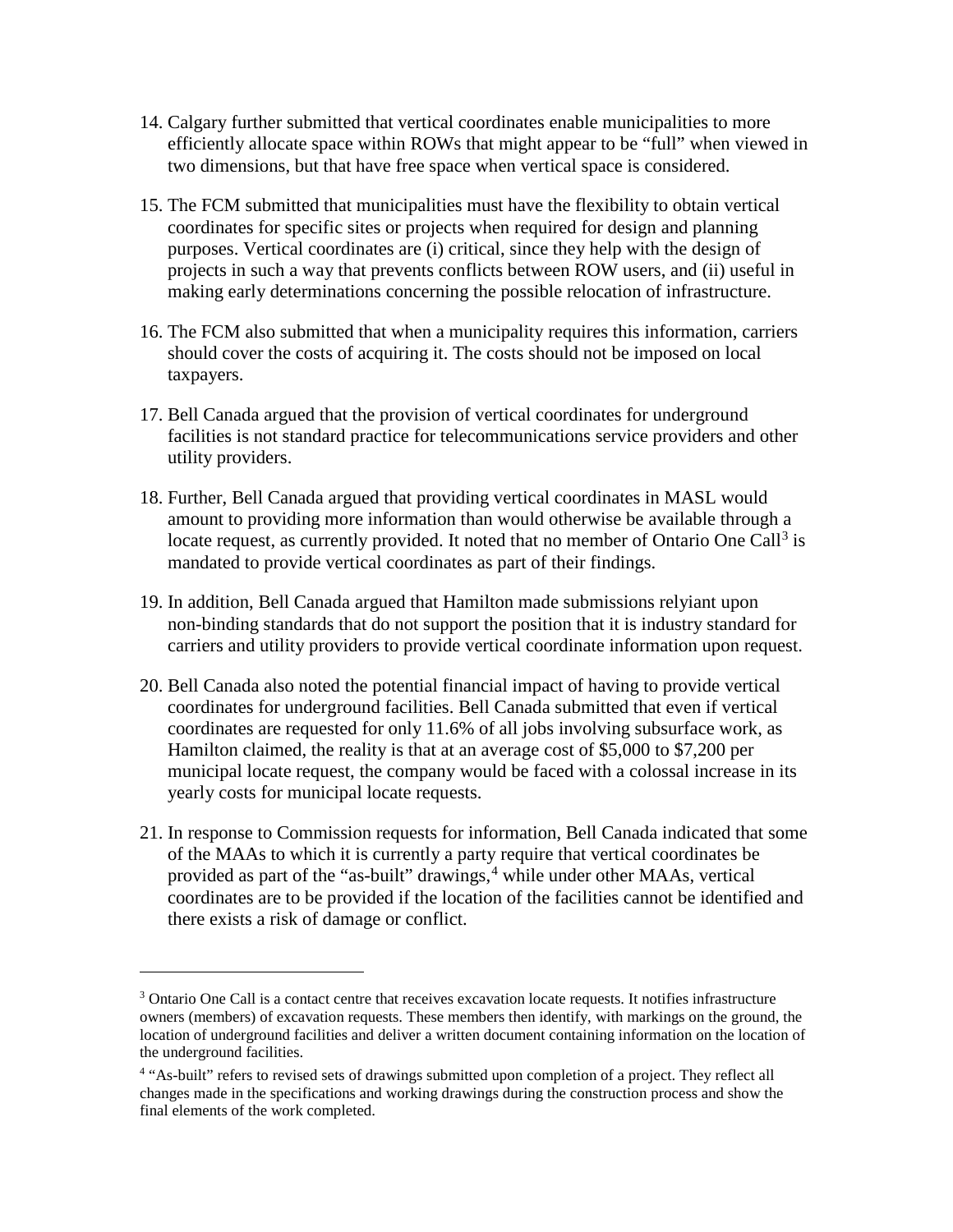14. Calgary further submitted that vertical coordinates enable municipalities to more efficiently allocate space within ROWs that might appear to be "full" when viewed in two dimensions, but that have free space when vertical space is considered.

15. The FCM submitted that municipalities must have the flexibility to obtain vertical coordinates for specific sites or projects when required for design and planning purposes. Vertical coordinates are (i) critical, since they help with the design of projects in such a way that prevents conflicts between ROW users, and (ii) useful in making early determinations concerning the possible relocation of infrastructure.

16. The FCM also submitted that when a municipality requires this information, carriers should cover the costs of acquiring it. The costs should not be imposed on local taxpayers.

17. Bell Canada argued that the provision of vertical coordinates for underground facilities is not standard practice for telecommunications service providers and other utility providers.

18. Further, Bell Canada argued that providing vertical coordinates in MASL would amount to providing more information than would otherwise be available through a locate request, as currently provided. It noted that no member of Ontario One Call[3] is mandated to provide vertical coordinates as part of their findings.

19. In addition, Bell Canada argued that Hamilton made submissions relyiant upon non-binding standards that do not support the position that it is industry standard for carriers and utility providers to provide vertical coordinate information upon request.

20. Bell Canada also noted the potential financial impact of having to provide vertical coordinates for underground facilities. Bell Canada submitted that even if vertical coordinates are requested for only 11.6% of all jobs involving subsurface work, as Hamilton claimed, the reality is that at an average cost of $5,000 to $7,200 per municipal locate request, the company would be faced with a colossal increase in its yearly costs for municipal locate requests.

21. In response to Commission requests for information, Bell Canada indicated that some of the MAAs to which it is currently a party require that vertical coordinates be provided as part of the "as-built" drawings,[4] while under other MAAs, vertical coordinates are to be provided if the location of the facilities cannot be identified and there exists a risk of damage or conflict.

---

[3] Ontario One Call is a contact centre that receives excavation locate requests. It notifies infrastructure owners (members) of excavation requests. These members then identify, with markings on the ground, the location of underground facilities and deliver a written document containing information on the location of the underground facilities.

[4] "As-built" refers to revised sets of drawings submitted upon completion of a project. They reflect all changes made in the specifications and working drawings during the construction process and show the final elements of the work completed.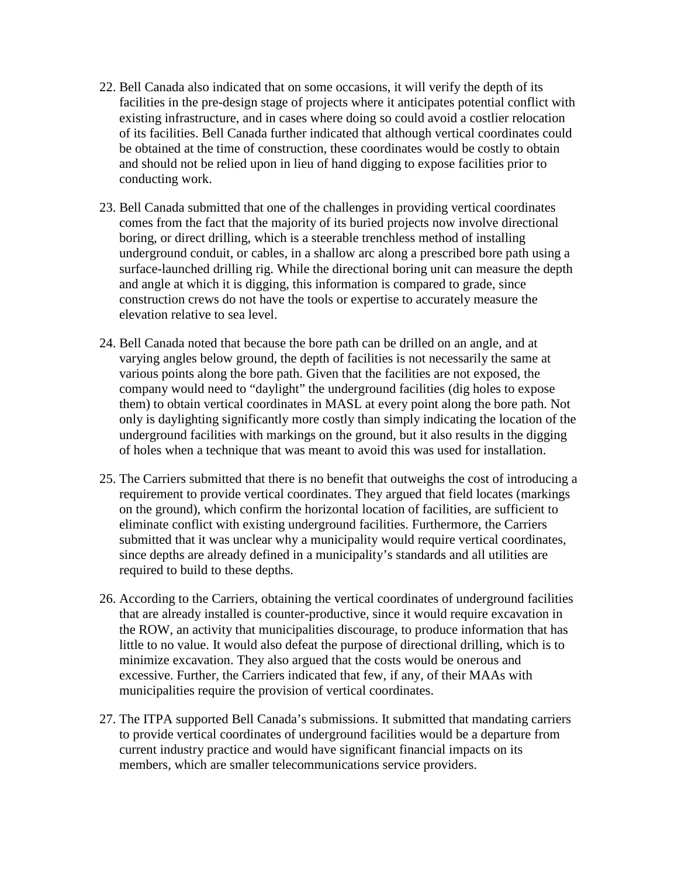22. Bell Canada also indicated that on some occasions, it will verify the depth of its facilities in the pre-design stage of projects where it anticipates potential conflict with existing infrastructure, and in cases where doing so could avoid a costlier relocation of its facilities. Bell Canada further indicated that although vertical coordinates could be obtained at the time of construction, these coordinates would be costly to obtain and should not be relied upon in lieu of hand digging to expose facilities prior to conducting work.

23. Bell Canada submitted that one of the challenges in providing vertical coordinates comes from the fact that the majority of its buried projects now involve directional boring, or direct drilling, which is a steerable trenchless method of installing underground conduit, or cables, in a shallow arc along a prescribed bore path using a surface-launched drilling rig. While the directional boring unit can measure the depth and angle at which it is digging, this information is compared to grade, since construction crews do not have the tools or expertise to accurately measure the elevation relative to sea level.

24. Bell Canada noted that because the bore path can be drilled on an angle, and at varying angles below ground, the depth of facilities is not necessarily the same at various points along the bore path. Given that the facilities are not exposed, the company would need to "daylight" the underground facilities (dig holes to expose them) to obtain vertical coordinates in MASL at every point along the bore path. Not only is daylighting significantly more costly than simply indicating the location of the underground facilities with markings on the ground, but it also results in the digging of holes when a technique that was meant to avoid this was used for installation.

25. The Carriers submitted that there is no benefit that outweighs the cost of introducing a requirement to provide vertical coordinates. They argued that field locates (markings on the ground), which confirm the horizontal location of facilities, are sufficient to eliminate conflict with existing underground facilities. Furthermore, the Carriers submitted that it was unclear why a municipality would require vertical coordinates, since depths are already defined in a municipality's standards and all utilities are required to build to these depths.

26. According to the Carriers, obtaining the vertical coordinates of underground facilities that are already installed is counter-productive, since it would require excavation in the ROW, an activity that municipalities discourage, to produce information that has little to no value. It would also defeat the purpose of directional drilling, which is to minimize excavation. They also argued that the costs would be onerous and excessive. Further, the Carriers indicated that few, if any, of their MAAs with municipalities require the provision of vertical coordinates.

27. The ITPA supported Bell Canada's submissions. It submitted that mandating carriers to provide vertical coordinates of underground facilities would be a departure from current industry practice and would have significant financial impacts on its members, which are smaller telecommunications service providers.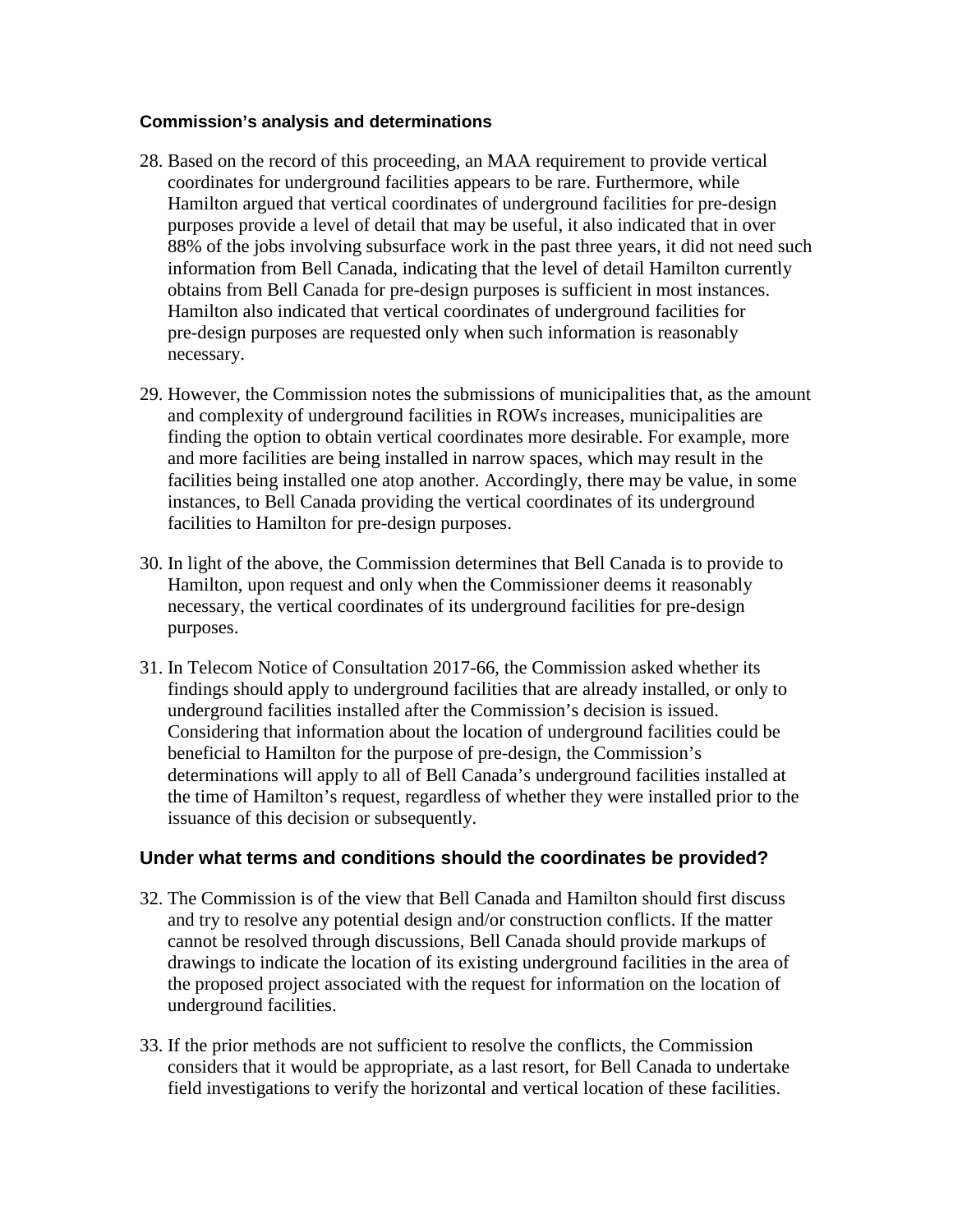### Commission's analysis and determinations

28. Based on the record of this proceeding, an MAA requirement to provide vertical coordinates for underground facilities appears to be rare. Furthermore, while Hamilton argued that vertical coordinates of underground facilities for pre-design purposes provide a level of detail that may be useful, it also indicated that in over 88% of the jobs involving subsurface work in the past three years, it did not need such information from Bell Canada, indicating that the level of detail Hamilton currently obtains from Bell Canada for pre-design purposes is sufficient in most instances. Hamilton also indicated that vertical coordinates of underground facilities for pre-design purposes are requested only when such information is reasonably necessary.

29. However, the Commission notes the submissions of municipalities that, as the amount and complexity of underground facilities in ROWs increases, municipalities are finding the option to obtain vertical coordinates more desirable. For example, more and more facilities are being installed in narrow spaces, which may result in the facilities being installed one atop another. Accordingly, there may be value, in some instances, to Bell Canada providing the vertical coordinates of its underground facilities to Hamilton for pre-design purposes.

30. In light of the above, the Commission determines that Bell Canada is to provide to Hamilton, upon request and only when the Commissioner deems it reasonably necessary, the vertical coordinates of its underground facilities for pre-design purposes.

31. In Telecom Notice of Consultation 2017-66, the Commission asked whether its findings should apply to underground facilities that are already installed, or only to underground facilities installed after the Commission's decision is issued. Considering that information about the location of underground facilities could be beneficial to Hamilton for the purpose of pre-design, the Commission's determinations will apply to all of Bell Canada's underground facilities installed at the time of Hamilton's request, regardless of whether they were installed prior to the issuance of this decision or subsequently.

## Under what terms and conditions should the coordinates be provided?

32. The Commission is of the view that Bell Canada and Hamilton should first discuss and try to resolve any potential design and/or construction conflicts. If the matter cannot be resolved through discussions, Bell Canada should provide markups of drawings to indicate the location of its existing underground facilities in the area of the proposed project associated with the request for information on the location of underground facilities.

33. If the prior methods are not sufficient to resolve the conflicts, the Commission considers that it would be appropriate, as a last resort, for Bell Canada to undertake field investigations to verify the horizontal and vertical location of these facilities.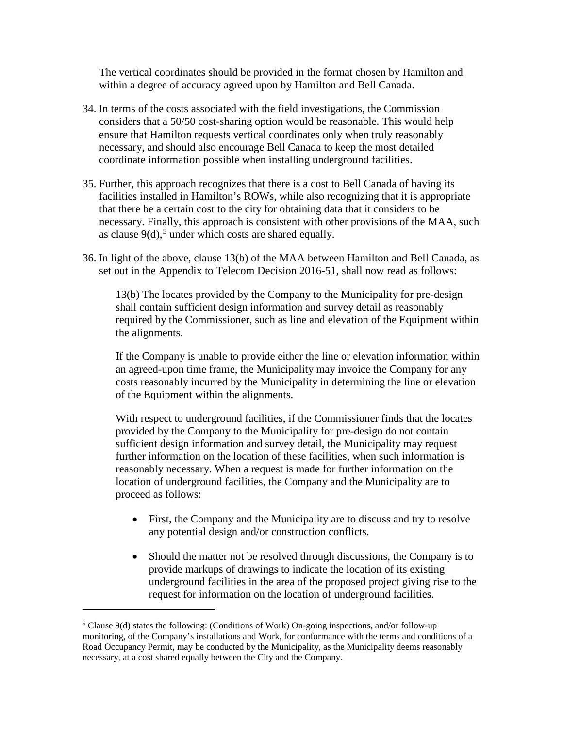The vertical coordinates should be provided in the format chosen by Hamilton and within a degree of accuracy agreed upon by Hamilton and Bell Canada.

34. In terms of the costs associated with the field investigations, the Commission considers that a 50/50 cost-sharing option would be reasonable. This would help ensure that Hamilton requests vertical coordinates only when truly reasonably necessary, and should also encourage Bell Canada to keep the most detailed coordinate information possible when installing underground facilities.

35. Further, this approach recognizes that there is a cost to Bell Canada of having its facilities installed in Hamilton's ROWs, while also recognizing that it is appropriate that there be a certain cost to the city for obtaining data that it considers to be necessary. Finally, this approach is consistent with other provisions of the MAA, such as clause 9(d),[5] under which costs are shared equally.

36. In light of the above, clause 13(b) of the MAA between Hamilton and Bell Canada, as set out in the Appendix to Telecom Decision 2016-51, shall now read as follows:

> 13(b) The locates provided by the Company to the Municipality for pre-design shall contain sufficient design information and survey detail as reasonably required by the Commissioner, such as line and elevation of the Equipment within the alignments.
>
> If the Company is unable to provide either the line or elevation information within an agreed-upon time frame, the Municipality may invoice the Company for any costs reasonably incurred by the Municipality in determining the line or elevation of the Equipment within the alignments.
>
> With respect to underground facilities, if the Commissioner finds that the locates provided by the Company to the Municipality for pre-design do not contain sufficient design information and survey detail, the Municipality may request further information on the location of these facilities, when such information is reasonably necessary. When a request is made for further information on the location of underground facilities, the Company and the Municipality are to proceed as follows:
>
> - First, the Company and the Municipality are to discuss and try to resolve any potential design and/or construction conflicts.
> - Should the matter not be resolved through discussions, the Company is to provide markups of drawings to indicate the location of its existing underground facilities in the area of the proposed project giving rise to the request for information on the location of underground facilities.

---

[5] Clause 9(d) states the following: (Conditions of Work) On-going inspections, and/or follow-up monitoring, of the Company's installations and Work, for conformance with the terms and conditions of a Road Occupancy Permit, may be conducted by the Municipality, as the Municipality deems reasonably necessary, at a cost shared equally between the City and the Company.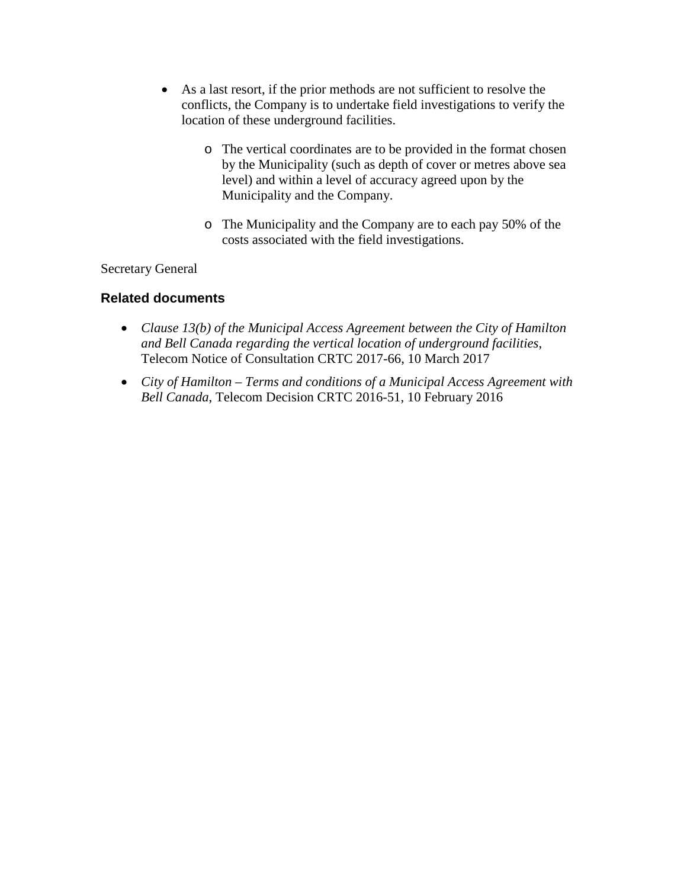- As a last resort, if the prior methods are not sufficient to resolve the conflicts, the Company is to undertake field investigations to verify the location of these underground facilities.
    - The vertical coordinates are to be provided in the format chosen by the Municipality (such as depth of cover or metres above sea level) and within a level of accuracy agreed upon by the Municipality and the Company.
    - The Municipality and the Company are to each pay 50% of the costs associated with the field investigations.

Secretary General

## Related documents

- *Clause 13(b) of the Municipal Access Agreement between the City of Hamilton and Bell Canada regarding the vertical location of underground facilities*, Telecom Notice of Consultation CRTC 2017-66, 10 March 2017
- *City of Hamilton – Terms and conditions of a Municipal Access Agreement with Bell Canada*, Telecom Decision CRTC 2016-51, 10 February 2016